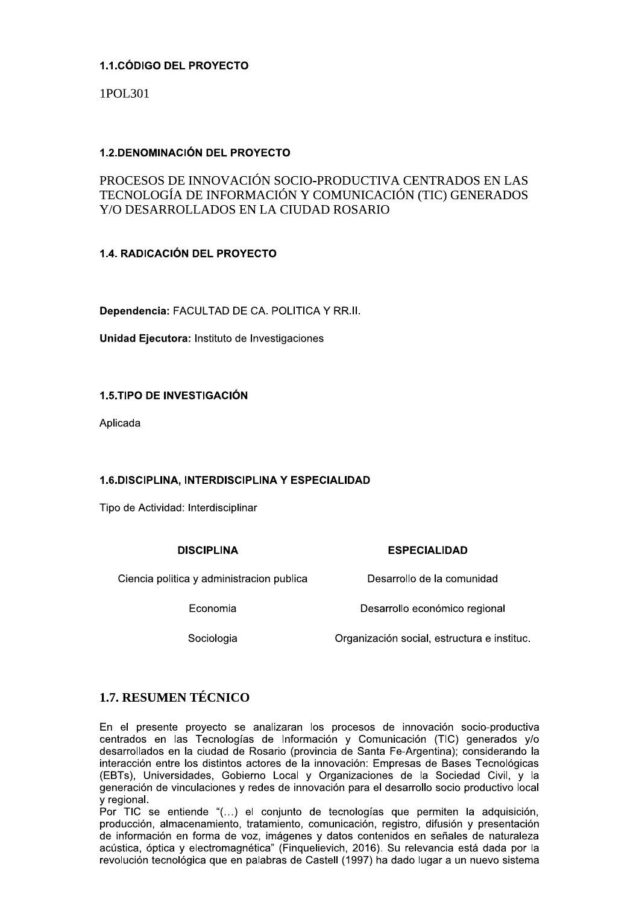### 1.1.CÓDIGO DEL PROYECTO

1POL301

### 1.2.DENOMINACIÓN DEL PROYECTO

PROCESOS DE INNOVACIÓN SOCIO-PRODUCTIVA CENTRADOS EN LAS TECNOLOGÍA DE INFORMACIÓN Y COMUNICACIÓN (TIC) GENERADOS Y/O DESARROLLADOS EN LA CIUDAD ROSARIO

### 1.4. RADICACIÓN DEL PROYECTO

**Dependencia:** FACULTAD DE CA. POLITICA Y RR.II.

**Unidad Ejecutora:** Instituto de Investigaciones

### 1.5.TIPO DE INVESTIGACIÓN

Aplicada

### 1.6.DISCIPLINA, INTERDISCIPLINA Y ESPECIALIDAD

Tipo de Actividad: Interdisciplinar

| DISCIPLINA | ESPECIALIDAD |
|---|---|
| Ciencia politica y administracion publica | Desarrollo de la comunidad |
| Economia | Desarrollo económico regional |
| Sociologia | Organización social, estructura e instituc. |

## 1.7. RESUMEN TÉCNICO

En el presente proyecto se analizaran los procesos de innovación socio-productiva centrados en las Tecnologías de Información y Comunicación (TIC) generados y/o desarrollados en la ciudad de Rosario (provincia de Santa Fe-Argentina); considerando la interacción entre los distintos actores de la innovación: Empresas de Bases Tecnológicas (EBTs), Universidades, Gobierno Local y Organizaciones de la Sociedad Civil, y la generación de vinculaciones y redes de innovación para el desarrollo socio productivo local y regional.

Por TIC se entiende "(…) el conjunto de tecnologías que permiten la adquisición, producción, almacenamiento, tratamiento, comunicación, registro, difusión y presentación de información en forma de voz, imágenes y datos contenidos en señales de naturaleza acústica, óptica y electromagnética" (Finquelievich, 2016). Su relevancia está dada por la revolución tecnológica que en palabras de Castell (1997) ha dado lugar a un nuevo sistema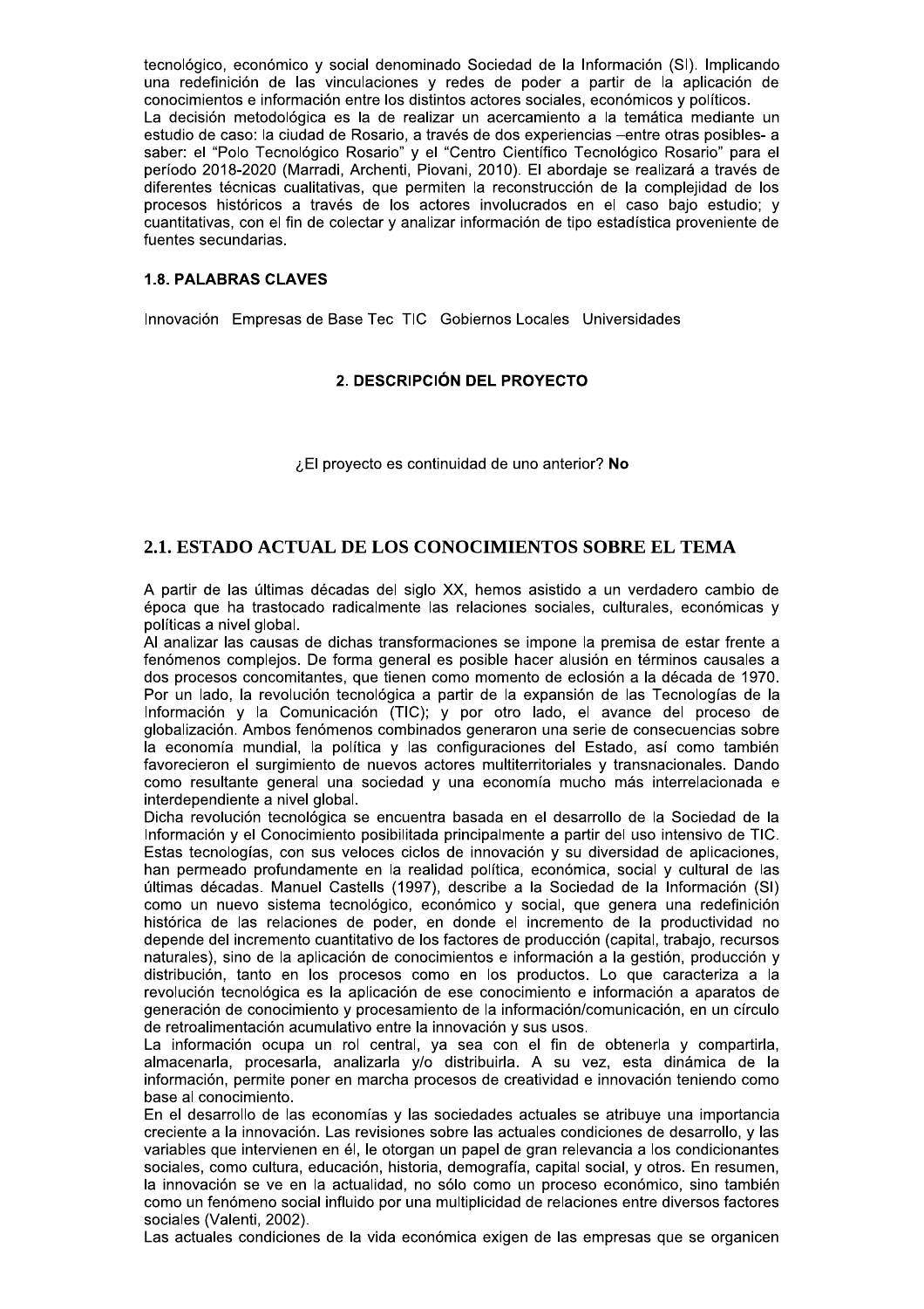tecnológico, económico y social denominado Sociedad de la Información (SI). Implicando una redefinición de las vinculaciones y redes de poder a partir de la aplicación de conocimientos e información entre los distintos actores sociales, económicos y políticos.
La decisión metodológica es la de realizar un acercamiento a la temática mediante un estudio de caso: la ciudad de Rosario, a través de dos experiencias –entre otras posibles- a saber: el "Polo Tecnológico Rosario" y el "Centro Científico Tecnológico Rosario" para el período 2018-2020 (Marradi, Archenti, Piovani, 2010). El abordaje se realizará a través de diferentes técnicas cualitativas, que permiten la reconstrucción de la complejidad de los procesos históricos a través de los actores involucrados en el caso bajo estudio; y cuantitativas, con el fin de colectar y analizar información de tipo estadística proveniente de fuentes secundarias.

### 1.8. PALABRAS CLAVES

Innovación Empresas de Base Tec TIC Gobiernos Locales Universidades

## 2. DESCRIPCIÓN DEL PROYECTO

¿El proyecto es continuidad de uno anterior? **No**

## 2.1. ESTADO ACTUAL DE LOS CONOCIMIENTOS SOBRE EL TEMA

A partir de las últimas décadas del siglo XX, hemos asistido a un verdadero cambio de época que ha trastocado radicalmente las relaciones sociales, culturales, económicas y políticas a nivel global.
Al analizar las causas de dichas transformaciones se impone la premisa de estar frente a fenómenos complejos. De forma general es posible hacer alusión en términos causales a dos procesos concomitantes, que tienen como momento de eclosión a la década de 1970. Por un lado, la revolución tecnológica a partir de la expansión de las Tecnologías de la Información y la Comunicación (TIC); y por otro lado, el avance del proceso de globalización. Ambos fenómenos combinados generaron una serie de consecuencias sobre la economía mundial, la política y las configuraciones del Estado, así como también favorecieron el surgimiento de nuevos actores multiterritoriales y transnacionales. Dando como resultante general una sociedad y una economía mucho más interrelacionada e interdependiente a nivel global.
Dicha revolución tecnológica se encuentra basada en el desarrollo de la Sociedad de la Información y el Conocimiento posibilitada principalmente a partir del uso intensivo de TIC. Estas tecnologías, con sus veloces ciclos de innovación y su diversidad de aplicaciones, han permeado profundamente en la realidad política, económica, social y cultural de las últimas décadas. Manuel Castells (1997), describe a la Sociedad de la Información (SI) como un nuevo sistema tecnológico, económico y social, que genera una redefinición histórica de las relaciones de poder, en donde el incremento de la productividad no depende del incremento cuantitativo de los factores de producción (capital, trabajo, recursos naturales), sino de la aplicación de conocimientos e información a la gestión, producción y distribución, tanto en los procesos como en los productos. Lo que caracteriza a la revolución tecnológica es la aplicación de ese conocimiento e información a aparatos de generación de conocimiento y procesamiento de la información/comunicación, en un círculo de retroalimentación acumulativo entre la innovación y sus usos.
La información ocupa un rol central, ya sea con el fin de obtenerla y compartirla, almacenarla, procesarla, analizarla y/o distribuirla. A su vez, esta dinámica de la información, permite poner en marcha procesos de creatividad e innovación teniendo como base al conocimiento.
En el desarrollo de las economías y las sociedades actuales se atribuye una importancia creciente a la innovación. Las revisiones sobre las actuales condiciones de desarrollo, y las variables que intervienen en él, le otorgan un papel de gran relevancia a los condicionantes sociales, como cultura, educación, historia, demografía, capital social, y otros. En resumen, la innovación se ve en la actualidad, no sólo como un proceso económico, sino también como un fenómeno social influido por una multiplicidad de relaciones entre diversos factores sociales (Valenti, 2002).
Las actuales condiciones de la vida económica exigen de las empresas que se organicen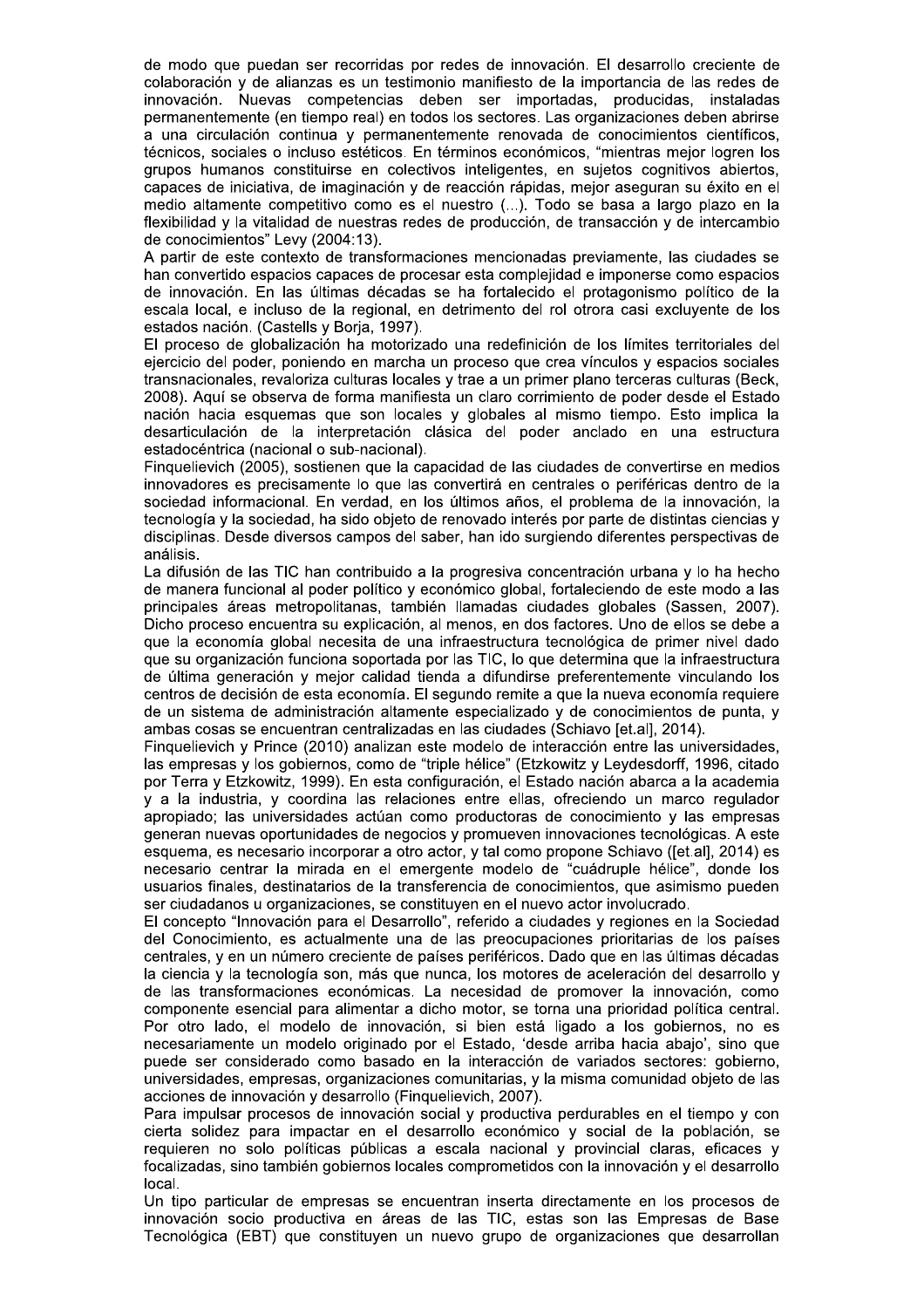de modo que puedan ser recorridas por redes de innovación. El desarrollo creciente de colaboración y de alianzas es un testimonio manifiesto de la importancia de las redes de innovación. Nuevas competencias deben ser importadas, producidas, instaladas permanentemente (en tiempo real) en todos los sectores. Las organizaciones deben abrirse a una circulación continua y permanentemente renovada de conocimientos científicos, técnicos, sociales o incluso estéticos. En términos económicos, "mientras mejor logren los grupos humanos constituirse en colectivos inteligentes, en sujetos cognitivos abiertos, capaces de iniciativa, de imaginación y de reacción rápidas, mejor aseguran su éxito en el medio altamente competitivo como es el nuestro (...). Todo se basa a largo plazo en la flexibilidad y la vitalidad de nuestras redes de producción, de transacción y de intercambio de conocimientos" Levy (2004:13).

A partir de este contexto de transformaciones mencionadas previamente, las ciudades se han convertido espacios capaces de procesar esta complejidad e imponerse como espacios de innovación. En las últimas décadas se ha fortalecido el protagonismo político de la escala local, e incluso de la regional, en detrimento del rol otrora casi excluyente de los estados nación. (Castells y Borja, 1997).

El proceso de globalización ha motorizado una redefinición de los límites territoriales del ejercicio del poder, poniendo en marcha un proceso que crea vínculos y espacios sociales transnacionales, revaloriza culturas locales y trae a un primer plano terceras culturas (Beck, 2008). Aquí se observa de forma manifiesta un claro corrimiento de poder desde el Estado nación hacia esquemas que son locales y globales al mismo tiempo. Esto implica la desarticulación de la interpretación clásica del poder anclado en una estructura estadocéntrica (nacional o sub-nacional).

Finquelievich (2005), sostienen que la capacidad de las ciudades de convertirse en medios innovadores es precisamente lo que las convertirá en centrales o periféricas dentro de la sociedad informacional. En verdad, en los últimos años, el problema de la innovación, la tecnología y la sociedad, ha sido objeto de renovado interés por parte de distintas ciencias y disciplinas. Desde diversos campos del saber, han ido surgiendo diferentes perspectivas de análisis.

La difusión de las TIC han contribuido a la progresiva concentración urbana y lo ha hecho de manera funcional al poder político y económico global, fortaleciendo de este modo a las principales áreas metropolitanas, también llamadas ciudades globales (Sassen, 2007). Dicho proceso encuentra su explicación, al menos, en dos factores. Uno de ellos se debe a que la economía global necesita de una infraestructura tecnológica de primer nivel dado que su organización funciona soportada por las TIC, lo que determina que la infraestructura de última generación y mejor calidad tienda a difundirse preferentemente vinculando los centros de decisión de esta economía. El segundo remite a que la nueva economía requiere de un sistema de administración altamente especializado y de conocimientos de punta, y ambas cosas se encuentran centralizadas en las ciudades (Schiavo [et.al], 2014).

Finquelievich y Prince (2010) analizan este modelo de interacción entre las universidades, las empresas y los gobiernos, como de "triple hélice" (Etzkowitz y Leydesdorff, 1996, citado por Terra y Etzkowitz, 1999). En esta configuración, el Estado nación abarca a la academia y a la industria, y coordina las relaciones entre ellas, ofreciendo un marco regulador apropiado; las universidades actúan como productoras de conocimiento y las empresas generan nuevas oportunidades de negocios y promueven innovaciones tecnológicas. A este esquema, es necesario incorporar a otro actor, y tal como propone Schiavo ([et.al], 2014) es necesario centrar la mirada en el emergente modelo de "cuádruple hélice", donde los usuarios finales, destinatarios de la transferencia de conocimientos, que asimismo pueden ser ciudadanos u organizaciones, se constituyen en el nuevo actor involucrado.

El concepto "Innovación para el Desarrollo", referido a ciudades y regiones en la Sociedad del Conocimiento, es actualmente una de las preocupaciones prioritarias de los países centrales, y en un número creciente de países periféricos. Dado que en las últimas décadas la ciencia y la tecnología son, más que nunca, los motores de aceleración del desarrollo y de las transformaciones económicas. La necesidad de promover la innovación, como componente esencial para alimentar a dicho motor, se torna una prioridad política central. Por otro lado, el modelo de innovación, si bien está ligado a los gobiernos, no es necesariamente un modelo originado por el Estado, 'desde arriba hacia abajo', sino que puede ser considerado como basado en la interacción de variados sectores: gobierno, universidades, empresas, organizaciones comunitarias, y la misma comunidad objeto de las acciones de innovación y desarrollo (Finquelievich, 2007).

Para impulsar procesos de innovación social y productiva perdurables en el tiempo y con cierta solidez para impactar en el desarrollo económico y social de la población, se requieren no solo políticas públicas a escala nacional y provincial claras, eficaces y focalizadas, sino también gobiernos locales comprometidos con la innovación y el desarrollo local.

Un tipo particular de empresas se encuentran inserta directamente en los procesos de innovación socio productiva en áreas de las TIC, estas son las Empresas de Base Tecnológica (EBT) que constituyen un nuevo grupo de organizaciones que desarrollan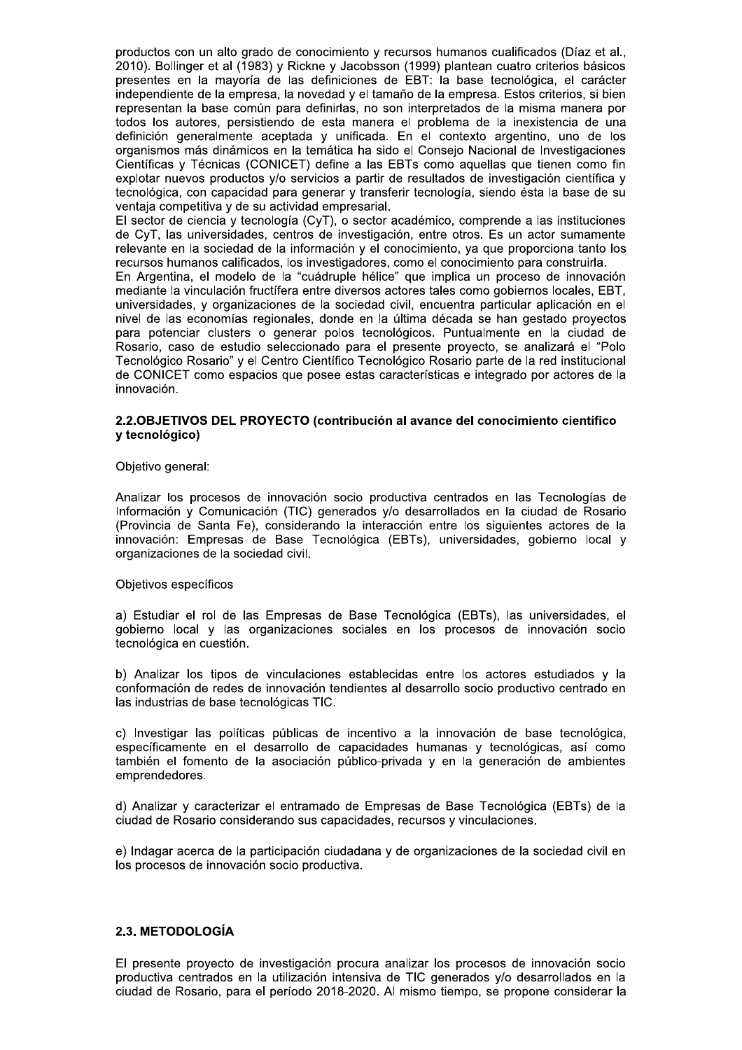productos con un alto grado de conocimiento y recursos humanos cualificados (Díaz et al., 2010). Bollinger et al (1983) y Rickne y Jacobsson (1999) plantean cuatro criterios básicos presentes en la mayoría de las definiciones de EBT: la base tecnológica, el carácter independiente de la empresa, la novedad y el tamaño de la empresa. Estos criterios, si bien representan la base común para definirlas, no son interpretados de la misma manera por todos los autores, persistiendo de esta manera el problema de la inexistencia de una definición generalmente aceptada y unificada. En el contexto argentino, uno de los organismos más dinámicos en la temática ha sido el Consejo Nacional de Investigaciones Científicas y Técnicas (CONICET) define a las EBTs como aquellas que tienen como fin explotar nuevos productos y/o servicios a partir de resultados de investigación científica y tecnológica, con capacidad para generar y transferir tecnología, siendo ésta la base de su ventaja competitiva y de su actividad empresarial.

El sector de ciencia y tecnología (CyT), o sector académico, comprende a las instituciones de CyT, las universidades, centros de investigación, entre otros. Es un actor sumamente relevante en la sociedad de la información y el conocimiento, ya que proporciona tanto los recursos humanos calificados, los investigadores, como el conocimiento para construirla.

En Argentina, el modelo de la "cuádruple hélice" que implica un proceso de innovación mediante la vinculación fructífera entre diversos actores tales como gobiernos locales, EBT, universidades, y organizaciones de la sociedad civil, encuentra particular aplicación en el nivel de las economías regionales, donde en la última década se han gestado proyectos para potenciar clusters o generar polos tecnológicos. Puntualmente en la ciudad de Rosario, caso de estudio seleccionado para el presente proyecto, se analizará el "Polo Tecnológico Rosario" y el Centro Científico Tecnológico Rosario parte de la red institucional de CONICET como espacios que posee estas características e integrado por actores de la innovación.

### 2.2.OBJETIVOS DEL PROYECTO (contribución al avance del conocimiento científico y tecnológico)

Objetivo general:

Analizar los procesos de innovación socio productiva centrados en las Tecnologías de Información y Comunicación (TIC) generados y/o desarrollados en la ciudad de Rosario (Provincia de Santa Fe), considerando la interacción entre los siguientes actores de la innovación: Empresas de Base Tecnológica (EBTs), universidades, gobierno local y organizaciones de la sociedad civil.

Objetivos específicos

a) Estudiar el rol de las Empresas de Base Tecnológica (EBTs), las universidades, el gobierno local y las organizaciones sociales en los procesos de innovación socio tecnológica en cuestión.

b) Analizar los tipos de vinculaciones establecidas entre los actores estudiados y la conformación de redes de innovación tendientes al desarrollo socio productivo centrado en las industrias de base tecnológicas TIC.

c) Investigar las políticas públicas de incentivo a la innovación de base tecnológica, específicamente en el desarrollo de capacidades humanas y tecnológicas, así como también el fomento de la asociación público-privada y en la generación de ambientes emprendedores.

d) Analizar y caracterizar el entramado de Empresas de Base Tecnológica (EBTs) de la ciudad de Rosario considerando sus capacidades, recursos y vinculaciones.

e) Indagar acerca de la participación ciudadana y de organizaciones de la sociedad civil en los procesos de innovación socio productiva.

### 2.3. METODOLOGÍA

El presente proyecto de investigación procura analizar los procesos de innovación socio productiva centrados en la utilización intensiva de TIC generados y/o desarrollados en la ciudad de Rosario, para el período 2018-2020. Al mismo tiempo, se propone considerar la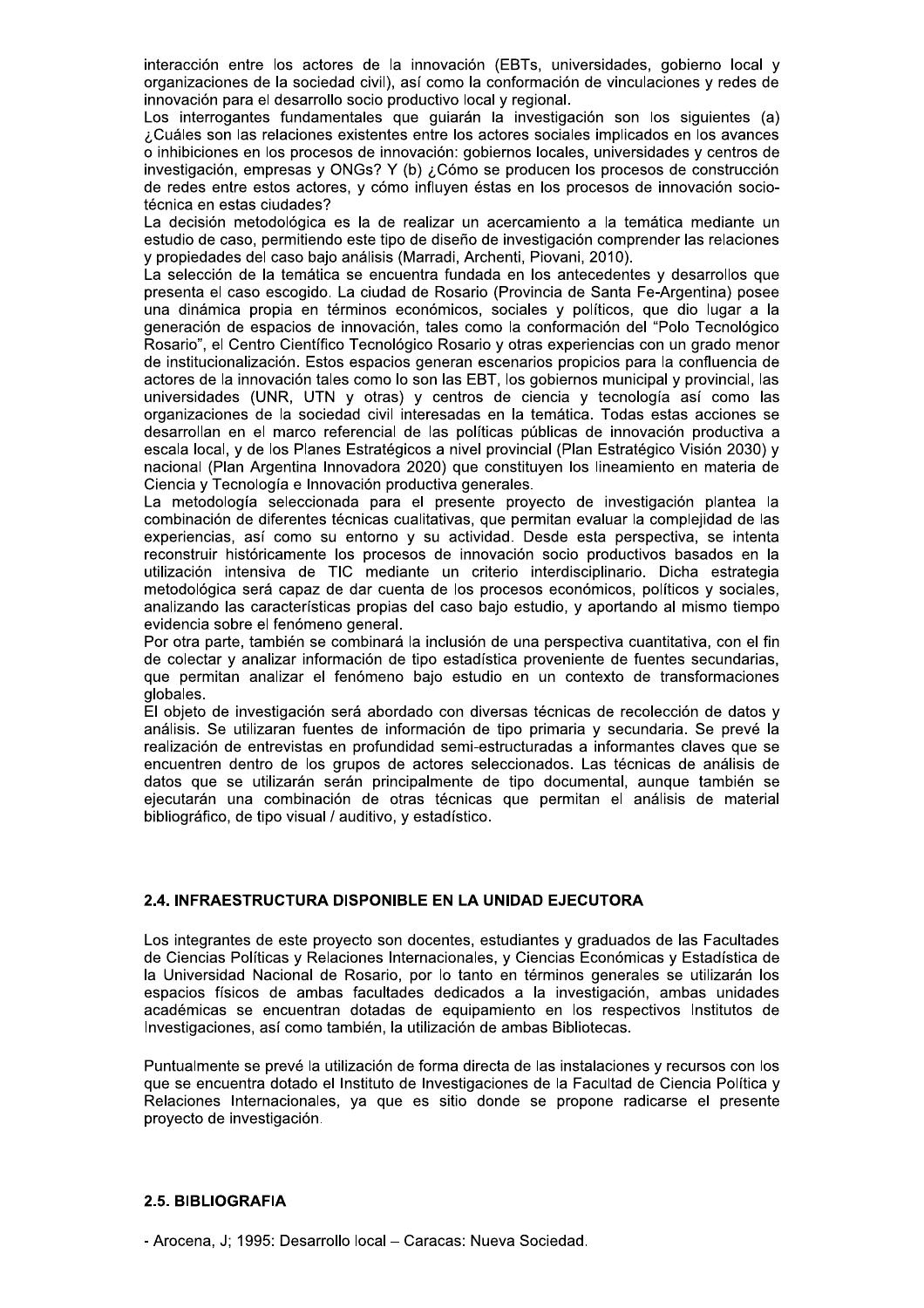interacción entre los actores de la innovación (EBTs, universidades, gobierno local y organizaciones de la sociedad civil), así como la conformación de vinculaciones y redes de innovación para el desarrollo socio productivo local y regional.

Los interrogantes fundamentales que guiarán la investigación son los siguientes (a) ¿Cuáles son las relaciones existentes entre los actores sociales implicados en los avances o inhibiciones en los procesos de innovación: gobiernos locales, universidades y centros de investigación, empresas y ONGs? Y (b) ¿Cómo se producen los procesos de construcción de redes entre estos actores, y cómo influyen éstas en los procesos de innovación socio-técnica en estas ciudades?

La decisión metodológica es la de realizar un acercamiento a la temática mediante un estudio de caso, permitiendo este tipo de diseño de investigación comprender las relaciones y propiedades del caso bajo análisis (Marradi, Archenti, Piovani, 2010).

La selección de la temática se encuentra fundada en los antecedentes y desarrollos que presenta el caso escogido. La ciudad de Rosario (Provincia de Santa Fe-Argentina) posee una dinámica propia en términos económicos, sociales y políticos, que dio lugar a la generación de espacios de innovación, tales como la conformación del "Polo Tecnológico Rosario", el Centro Científico Tecnológico Rosario y otras experiencias con un grado menor de institucionalización. Estos espacios generan escenarios propicios para la confluencia de actores de la innovación tales como lo son las EBT, los gobiernos municipal y provincial, las universidades (UNR, UTN y otras) y centros de ciencia y tecnología así como las organizaciones de la sociedad civil interesadas en la temática. Todas estas acciones se desarrollan en el marco referencial de las políticas públicas de innovación productiva a escala local, y de los Planes Estratégicos a nivel provincial (Plan Estratégico Visión 2030) y nacional (Plan Argentina Innovadora 2020) que constituyen los lineamiento en materia de Ciencia y Tecnología e Innovación productiva generales.

La metodología seleccionada para el presente proyecto de investigación plantea la combinación de diferentes técnicas cualitativas, que permitan evaluar la complejidad de las experiencias, así como su entorno y su actividad. Desde esta perspectiva, se intenta reconstruir históricamente los procesos de innovación socio productivos basados en la utilización intensiva de TIC mediante un criterio interdisciplinario. Dicha estrategia metodológica será capaz de dar cuenta de los procesos económicos, políticos y sociales, analizando las características propias del caso bajo estudio, y aportando al mismo tiempo evidencia sobre el fenómeno general.

Por otra parte, también se combinará la inclusión de una perspectiva cuantitativa, con el fin de colectar y analizar información de tipo estadística proveniente de fuentes secundarias, que permitan analizar el fenómeno bajo estudio en un contexto de transformaciones globales.

El objeto de investigación será abordado con diversas técnicas de recolección de datos y análisis. Se utilizaran fuentes de información de tipo primaria y secundaria. Se prevé la realización de entrevistas en profundidad semi-estructuradas a informantes claves que se encuentren dentro de los grupos de actores seleccionados. Las técnicas de análisis de datos que se utilizarán serán principalmente de tipo documental, aunque también se ejecutarán una combinación de otras técnicas que permitan el análisis de material bibliográfico, de tipo visual / auditivo, y estadístico.

## 2.4. INFRAESTRUCTURA DISPONIBLE EN LA UNIDAD EJECUTORA

Los integrantes de este proyecto son docentes, estudiantes y graduados de las Facultades de Ciencias Políticas y Relaciones Internacionales, y Ciencias Económicas y Estadística de la Universidad Nacional de Rosario, por lo tanto en términos generales se utilizarán los espacios físicos de ambas facultades dedicados a la investigación, ambas unidades académicas se encuentran dotadas de equipamiento en los respectivos Institutos de Investigaciones, así como también, la utilización de ambas Bibliotecas.

Puntualmente se prevé la utilización de forma directa de las instalaciones y recursos con los que se encuentra dotado el Instituto de Investigaciones de la Facultad de Ciencia Política y Relaciones Internacionales, ya que es sitio donde se propone radicarse el presente proyecto de investigación.

## 2.5. BIBLIOGRAFIA

- Arocena, J; 1995: Desarrollo local – Caracas: Nueva Sociedad.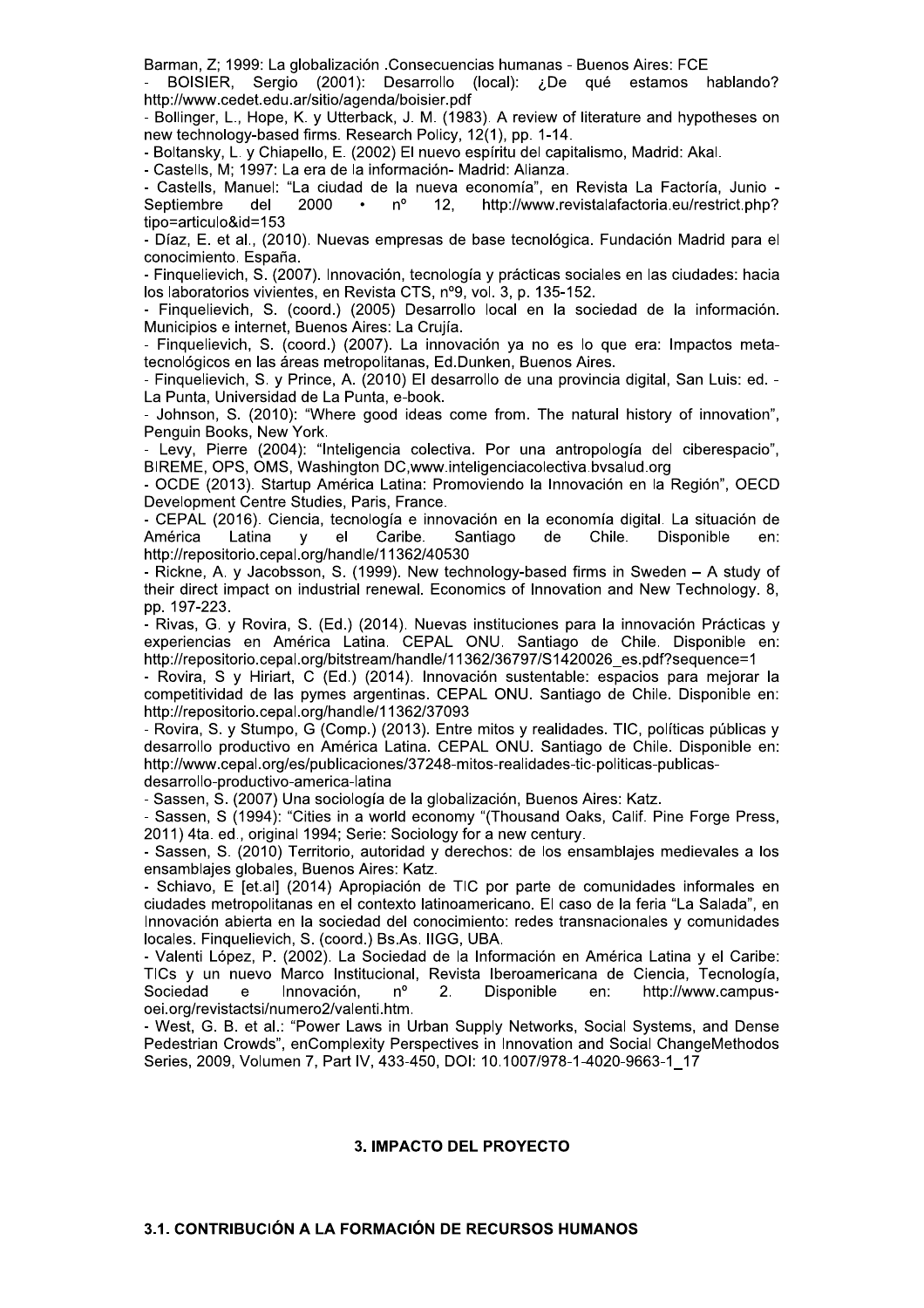Barman, Z; 1999: La globalización .Consecuencias humanas - Buenos Aires: FCE

- BOISIER, Sergio (2001): Desarrollo (local): ¿De qué estamos hablando? http://www.cedet.edu.ar/sitio/agenda/boisier.pdf
- Bollinger, L., Hope, K. y Utterback, J. M. (1983). A review of literature and hypotheses on new technology-based firms. Research Policy, 12(1), pp. 1-14.
- Boltansky, L. y Chiapello, E. (2002) El nuevo espíritu del capitalismo, Madrid: Akal.
- Castells, M; 1997: La era de la información- Madrid: Alianza.
- Castells, Manuel: "La ciudad de la nueva economía", en Revista La Factoría, Junio - Septiembre del 2000 • nº 12, http://www.revistalafactoria.eu/restrict.php?tipo=articulo&id=153
- Díaz, E. et al., (2010). Nuevas empresas de base tecnológica. Fundación Madrid para el conocimiento. España.
- Finquelievich, S. (2007). Innovación, tecnología y prácticas sociales en las ciudades: hacia los laboratorios vivientes, en Revista CTS, nº9, vol. 3, p. 135-152.
- Finquelievich, S. (coord.) (2005) Desarrollo local en la sociedad de la información. Municipios e internet, Buenos Aires: La Crujía.
- Finquelievich, S. (coord.) (2007). La innovación ya no es lo que era: Impactos meta-tecnológicos en las áreas metropolitanas, Ed.Dunken, Buenos Aires.
- Finquelievich, S. y Prince, A. (2010) El desarrollo de una provincia digital, San Luis: ed. - La Punta, Universidad de La Punta, e-book.
- Johnson, S. (2010): "Where good ideas come from. The natural history of innovation", Penguin Books, New York.
- Levy, Pierre (2004): "Inteligencia colectiva. Por una antropología del ciberespacio", BIREME, OPS, OMS, Washington DC,www.inteligenciacolectiva.bvsalud.org
- OCDE (2013). Startup América Latina: Promoviendo la Innovación en la Región", OECD Development Centre Studies, Paris, France.
- CEPAL (2016). Ciencia, tecnología e innovación en la economía digital. La situación de América Latina y el Caribe. Santiago de Chile. Disponible en: http://repositorio.cepal.org/handle/11362/40530
- Rickne, A. y Jacobsson, S. (1999). New technology-based firms in Sweden – A study of their direct impact on industrial renewal. Economics of Innovation and New Technology. 8, pp. 197-223.
- Rivas, G. y Rovira, S. (Ed.) (2014). Nuevas instituciones para la innovación Prácticas y experiencias en América Latina. CEPAL ONU. Santiago de Chile. Disponible en: http://repositorio.cepal.org/bitstream/handle/11362/36797/S1420026_es.pdf?sequence=1
- Rovira, S y Hiriart, C (Ed.) (2014). Innovación sustentable: espacios para mejorar la competitividad de las pymes argentinas. CEPAL ONU. Santiago de Chile. Disponible en: http://repositorio.cepal.org/handle/11362/37093
- Rovira, S. y Stumpo, G (Comp.) (2013). Entre mitos y realidades. TIC, políticas públicas y desarrollo productivo en América Latina. CEPAL ONU. Santiago de Chile. Disponible en: http://www.cepal.org/es/publicaciones/37248-mitos-realidades-tic-politicas-publicas-desarrollo-productivo-america-latina
- Sassen, S. (2007) Una sociología de la globalización, Buenos Aires: Katz.
- Sassen, S (1994): "Cities in a world economy "(Thousand Oaks, Calif. Pine Forge Press, 2011) 4ta. ed., original 1994; Serie: Sociology for a new century.
- Sassen, S. (2010) Territorio, autoridad y derechos: de los ensamblajes medievales a los ensamblajes globales, Buenos Aires: Katz.
- Schiavo, E [et.al] (2014) Apropiación de TIC por parte de comunidades informales en ciudades metropolitanas en el contexto latinoamericano. El caso de la feria "La Salada", en Innovación abierta en la sociedad del conocimiento: redes transnacionales y comunidades locales. Finquelievich, S. (coord.) Bs.As. IIGG, UBA.
- Valenti López, P. (2002). La Sociedad de la Información en América Latina y el Caribe: TICs y un nuevo Marco Institucional, Revista Iberoamericana de Ciencia, Tecnología, Sociedad e Innovación, nº 2. Disponible en: http://www.campus-oei.org/revistactsi/numero2/valenti.htm.
- West, G. B. et al.: "Power Laws in Urban Supply Networks, Social Systems, and Dense Pedestrian Crowds", enComplexity Perspectives in Innovation and Social ChangeMethodos Series, 2009, Volumen 7, Part IV, 433-450, DOI: 10.1007/978-1-4020-9663-1_17

## 3. IMPACTO DEL PROYECTO

### 3.1. CONTRIBUCIÓN A LA FORMACIÓN DE RECURSOS HUMANOS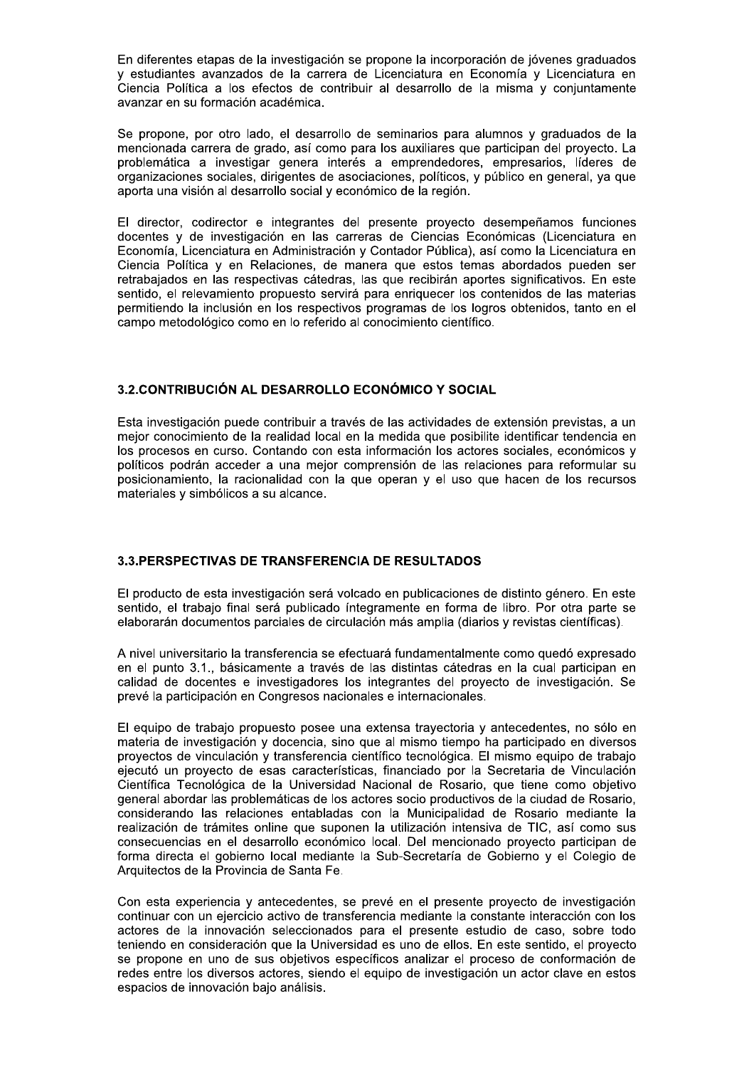En diferentes etapas de la investigación se propone la incorporación de jóvenes graduados y estudiantes avanzados de la carrera de Licenciatura en Economía y Licenciatura en Ciencia Política a los efectos de contribuir al desarrollo de la misma y conjuntamente avanzar en su formación académica.

Se propone, por otro lado, el desarrollo de seminarios para alumnos y graduados de la mencionada carrera de grado, así como para los auxiliares que participan del proyecto. La problemática a investigar genera interés a emprendedores, empresarios, líderes de organizaciones sociales, dirigentes de asociaciones, políticos, y público en general, ya que aporta una visión al desarrollo social y económico de la región.

El director, codirector e integrantes del presente proyecto desempeñamos funciones docentes y de investigación en las carreras de Ciencias Económicas (Licenciatura en Economía, Licenciatura en Administración y Contador Pública), así como la Licenciatura en Ciencia Política y en Relaciones, de manera que estos temas abordados pueden ser retrabajados en las respectivas cátedras, las que recibirán aportes significativos. En este sentido, el relevamiento propuesto servirá para enriquecer los contenidos de las materias permitiendo la inclusión en los respectivos programas de los logros obtenidos, tanto en el campo metodológico como en lo referido al conocimiento científico.

### 3.2.CONTRIBUCIÓN AL DESARROLLO ECONÓMICO Y SOCIAL

Esta investigación puede contribuir a través de las actividades de extensión previstas, a un mejor conocimiento de la realidad local en la medida que posibilite identificar tendencia en los procesos en curso. Contando con esta información los actores sociales, económicos y políticos podrán acceder a una mejor comprensión de las relaciones para reformular su posicionamiento, la racionalidad con la que operan y el uso que hacen de los recursos materiales y simbólicos a su alcance.

### 3.3.PERSPECTIVAS DE TRANSFERENCIA DE RESULTADOS

El producto de esta investigación será volcado en publicaciones de distinto género. En este sentido, el trabajo final será publicado íntegramente en forma de libro. Por otra parte se elaborarán documentos parciales de circulación más amplia (diarios y revistas científicas).

A nivel universitario la transferencia se efectuará fundamentalmente como quedó expresado en el punto 3.1., básicamente a través de las distintas cátedras en la cual participan en calidad de docentes e investigadores los integrantes del proyecto de investigación. Se prevé la participación en Congresos nacionales e internacionales.

El equipo de trabajo propuesto posee una extensa trayectoria y antecedentes, no sólo en materia de investigación y docencia, sino que al mismo tiempo ha participado en diversos proyectos de vinculación y transferencia científico tecnológica. El mismo equipo de trabajo ejecutó un proyecto de esas características, financiado por la Secretaria de Vinculación Científica Tecnológica de la Universidad Nacional de Rosario, que tiene como objetivo general abordar las problemáticas de los actores socio productivos de la ciudad de Rosario, considerando las relaciones entabladas con la Municipalidad de Rosario mediante la realización de trámites online que suponen la utilización intensiva de TIC, así como sus consecuencias en el desarrollo económico local. Del mencionado proyecto participan de forma directa el gobierno local mediante la Sub-Secretaría de Gobierno y el Colegio de Arquitectos de la Provincia de Santa Fe.

Con esta experiencia y antecedentes, se prevé en el presente proyecto de investigación continuar con un ejercicio activo de transferencia mediante la constante interacción con los actores de la innovación seleccionados para el presente estudio de caso, sobre todo teniendo en consideración que la Universidad es uno de ellos. En este sentido, el proyecto se propone en uno de sus objetivos específicos analizar el proceso de conformación de redes entre los diversos actores, siendo el equipo de investigación un actor clave en estos espacios de innovación bajo análisis.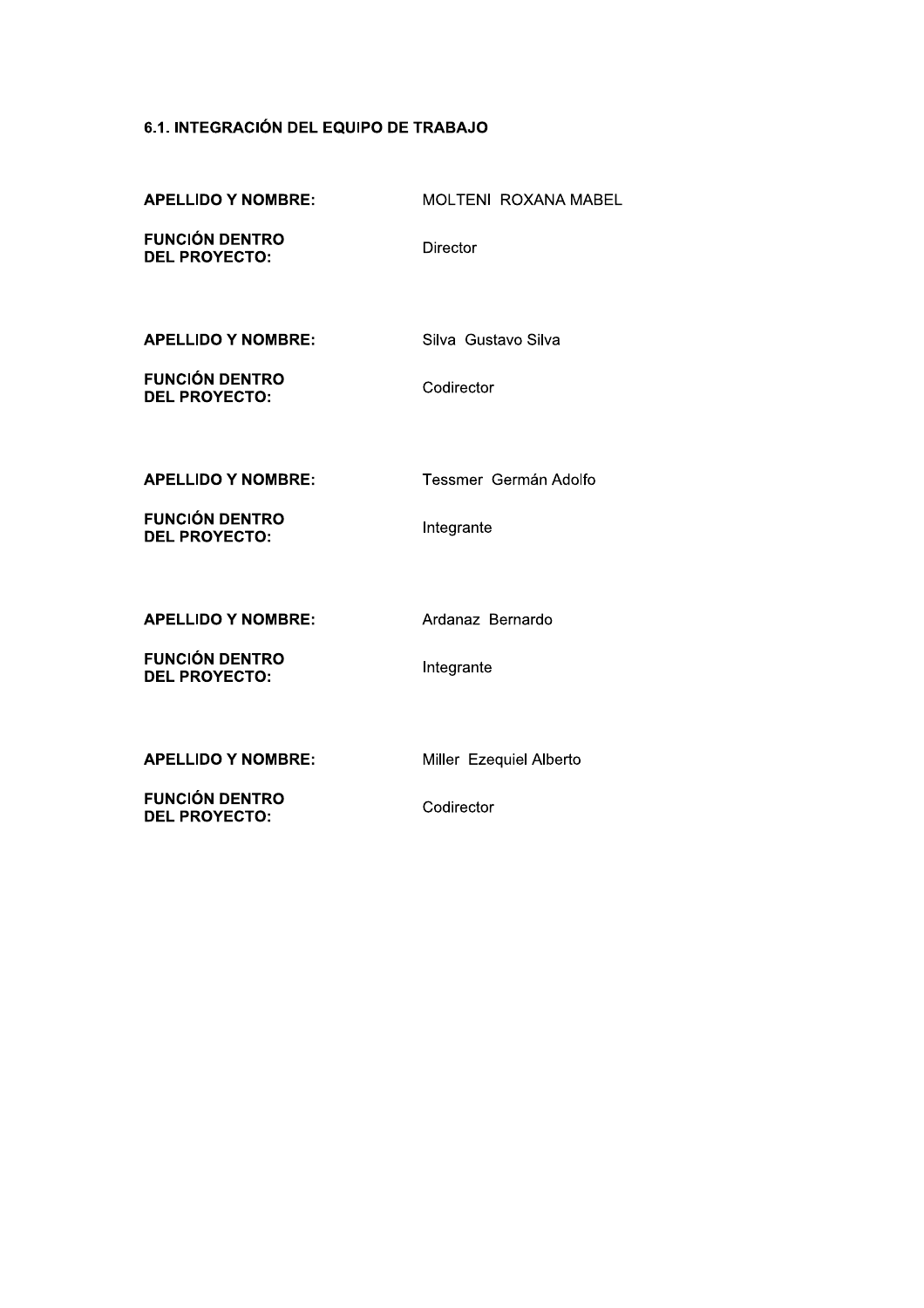### 6.1. INTEGRACIÓN DEL EQUIPO DE TRABAJO

**APELLIDO Y NOMBRE:** MOLTENI ROXANA MABEL

**FUNCIÓN DENTRO DEL PROYECTO:** Director

**APELLIDO Y NOMBRE:** Silva Gustavo Silva

**FUNCIÓN DENTRO DEL PROYECTO:** Codirector

**APELLIDO Y NOMBRE:** Tessmer Germán Adolfo

**FUNCIÓN DENTRO DEL PROYECTO:** Integrante

**APELLIDO Y NOMBRE:** Ardanaz Bernardo

**FUNCIÓN DENTRO DEL PROYECTO:** Integrante

**APELLIDO Y NOMBRE:** Miller Ezequiel Alberto

**FUNCIÓN DENTRO DEL PROYECTO:** Codirector